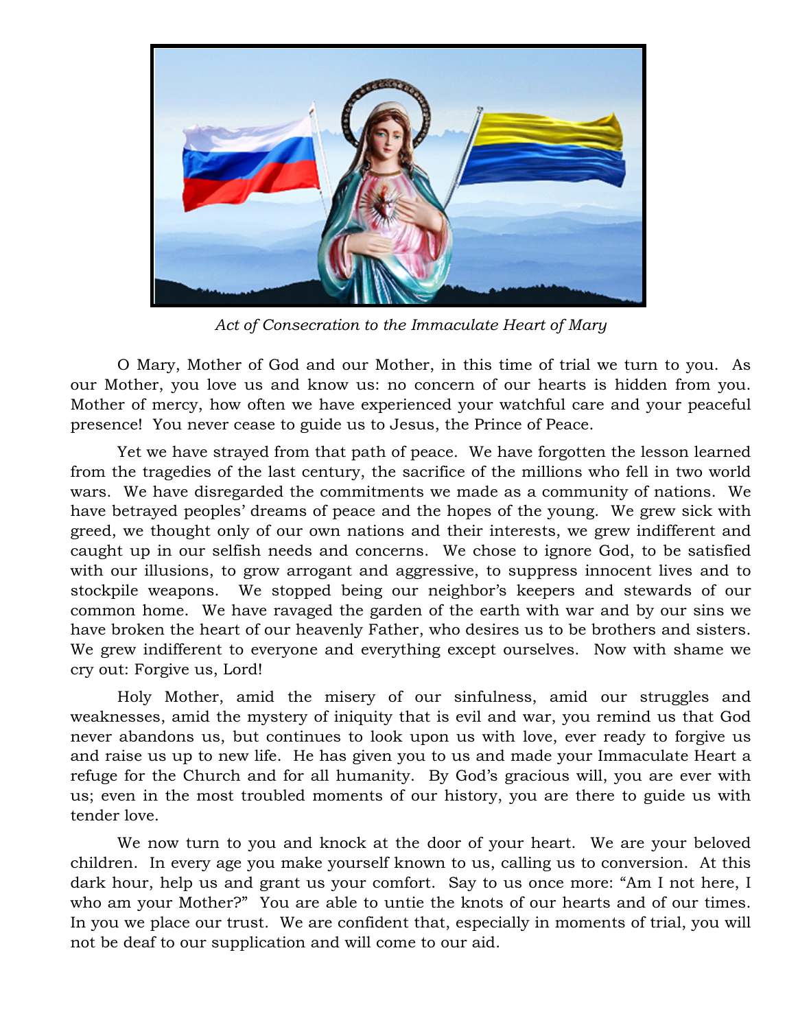*Act of Consecration to the Immaculate Heart of Mary*

O Mary, Mother of God and our Mother, in this time of trial we turn to you. As our Mother, you love us and know us: no concern of our hearts is hidden from you. Mother of mercy, how often we have experienced your watchful care and your peaceful presence! You never cease to guide us to Jesus, the Prince of Peace.

Yet we have strayed from that path of peace. We have forgotten the lesson learned from the tragedies of the last century, the sacrifice of the millions who fell in two world wars. We have disregarded the commitments we made as a community of nations. We have betrayed peoples' dreams of peace and the hopes of the young. We grew sick with greed, we thought only of our own nations and their interests, we grew indifferent and caught up in our selfish needs and concerns. We chose to ignore God, to be satisfied with our illusions, to grow arrogant and aggressive, to suppress innocent lives and to stockpile weapons. We stopped being our neighbor's keepers and stewards of our common home. We have ravaged the garden of the earth with war and by our sins we have broken the heart of our heavenly Father, who desires us to be brothers and sisters. We grew indifferent to everyone and everything except ourselves. Now with shame we cry out: Forgive us, Lord!

Holy Mother, amid the misery of our sinfulness, amid our struggles and weaknesses, amid the mystery of iniquity that is evil and war, you remind us that God never abandons us, but continues to look upon us with love, ever ready to forgive us and raise us up to new life. He has given you to us and made your Immaculate Heart a refuge for the Church and for all humanity. By God's gracious will, you are ever with us; even in the most troubled moments of our history, you are there to guide us with tender love.

We now turn to you and knock at the door of your heart. We are your beloved children. In every age you make yourself known to us, calling us to conversion. At this dark hour, help us and grant us your comfort. Say to us once more: "Am I not here, I who am your Mother?" You are able to untie the knots of our hearts and of our times. In you we place our trust. We are confident that, especially in moments of trial, you will not be deaf to our supplication and will come to our aid.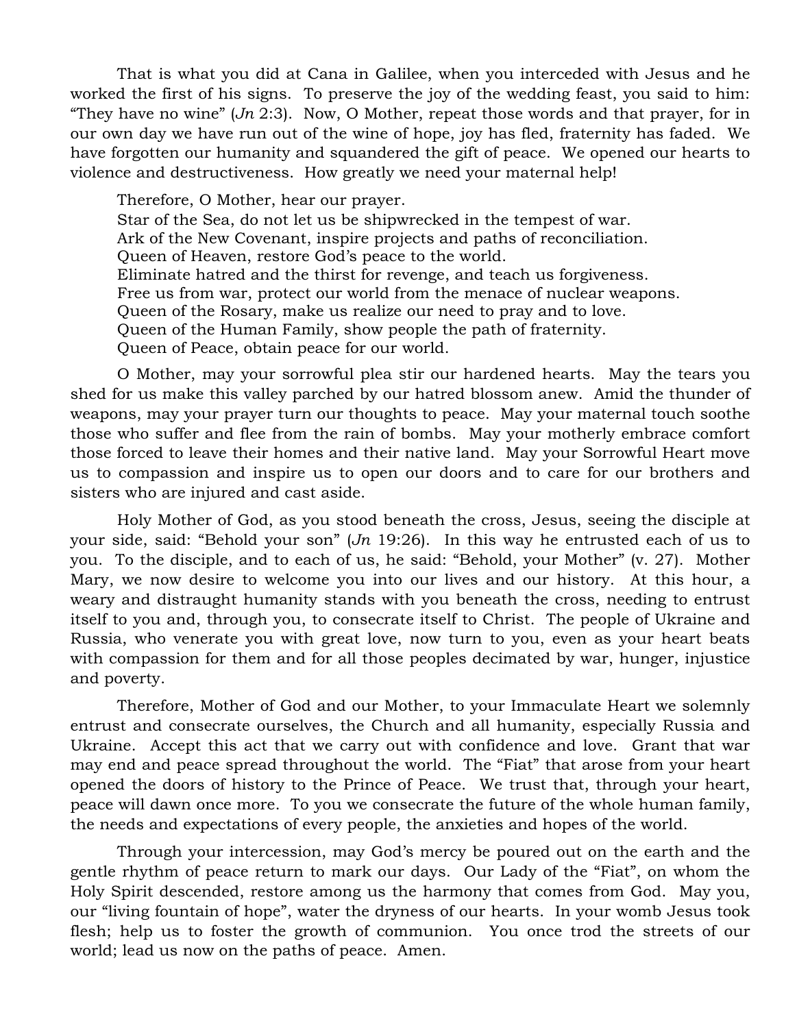That is what you did at Cana in Galilee, when you interceded with Jesus and he worked the first of his signs. To preserve the joy of the wedding feast, you said to him: "They have no wine" (*Jn* 2:3). Now, O Mother, repeat those words and that prayer, for in our own day we have run out of the wine of hope, joy has fled, fraternity has faded. We have forgotten our humanity and squandered the gift of peace. We opened our hearts to violence and destructiveness. How greatly we need your maternal help!

Therefore, O Mother, hear our prayer.
Star of the Sea, do not let us be shipwrecked in the tempest of war.
Ark of the New Covenant, inspire projects and paths of reconciliation.
Queen of Heaven, restore God's peace to the world.
Eliminate hatred and the thirst for revenge, and teach us forgiveness.
Free us from war, protect our world from the menace of nuclear weapons.
Queen of the Rosary, make us realize our need to pray and to love.
Queen of the Human Family, show people the path of fraternity.
Queen of Peace, obtain peace for our world.

O Mother, may your sorrowful plea stir our hardened hearts. May the tears you shed for us make this valley parched by our hatred blossom anew. Amid the thunder of weapons, may your prayer turn our thoughts to peace. May your maternal touch soothe those who suffer and flee from the rain of bombs. May your motherly embrace comfort those forced to leave their homes and their native land. May your Sorrowful Heart move us to compassion and inspire us to open our doors and to care for our brothers and sisters who are injured and cast aside.

Holy Mother of God, as you stood beneath the cross, Jesus, seeing the disciple at your side, said: "Behold your son" (*Jn* 19:26). In this way he entrusted each of us to you. To the disciple, and to each of us, he said: "Behold, your Mother" (v. 27). Mother Mary, we now desire to welcome you into our lives and our history. At this hour, a weary and distraught humanity stands with you beneath the cross, needing to entrust itself to you and, through you, to consecrate itself to Christ. The people of Ukraine and Russia, who venerate you with great love, now turn to you, even as your heart beats with compassion for them and for all those peoples decimated by war, hunger, injustice and poverty.

Therefore, Mother of God and our Mother, to your Immaculate Heart we solemnly entrust and consecrate ourselves, the Church and all humanity, especially Russia and Ukraine. Accept this act that we carry out with confidence and love. Grant that war may end and peace spread throughout the world. The "Fiat" that arose from your heart opened the doors of history to the Prince of Peace. We trust that, through your heart, peace will dawn once more. To you we consecrate the future of the whole human family, the needs and expectations of every people, the anxieties and hopes of the world.

Through your intercession, may God's mercy be poured out on the earth and the gentle rhythm of peace return to mark our days. Our Lady of the "Fiat", on whom the Holy Spirit descended, restore among us the harmony that comes from God. May you, our "living fountain of hope", water the dryness of our hearts. In your womb Jesus took flesh; help us to foster the growth of communion. You once trod the streets of our world; lead us now on the paths of peace. Amen.